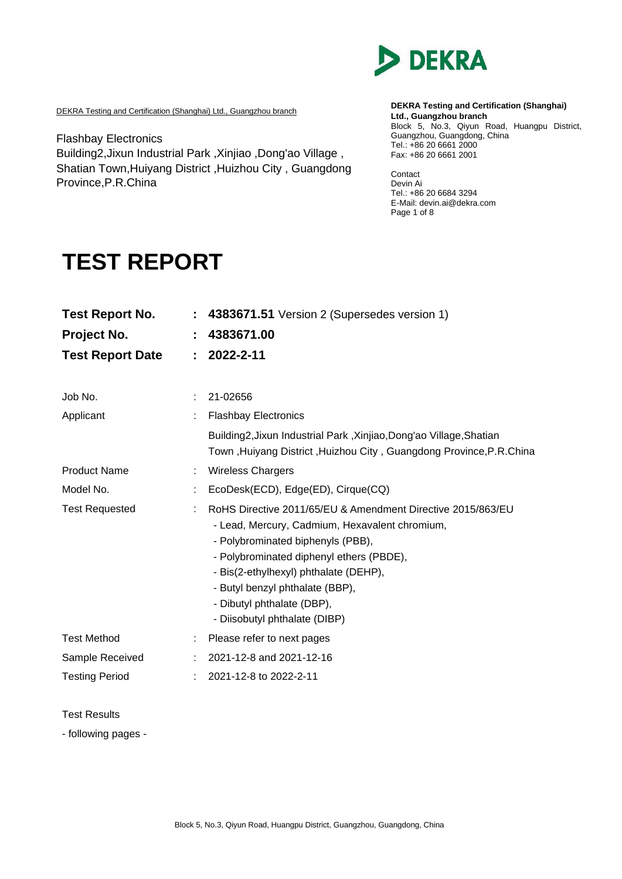DEKRA

DEKRA Testing and Certification (Shanghai) Ltd., Guangzhou branch

Flashbay Electronics
Building2,Jixun Industrial Park ,Xinjiao ,Dong'ao Village , Shatian Town,Huiyang District ,Huizhou City , Guangdong Province,P.R.China

**DEKRA Testing and Certification (Shanghai) Ltd., Guangzhou branch**
Block 5, No.3, Qiyun Road, Huangpu District, Guangzhou, Guangdong, China
Tel.: +86 20 6661 2000
Fax: +86 20 6661 2001

Contact
Devin Ai
Tel.: +86 20 6684 3294
E-Mail: devin.ai@dekra.com

# TEST REPORT

| | | |
|---|---|---|
| **Test Report No.** | **:** | **4383671.51** Version 2 (Supersedes version 1) |
| **Project No.** | **:** | **4383671.00** |
| **Test Report Date** | **:** | **2022-2-11** |

| | | |
|---|---|---|
| Job No. | : | 21-02656 |
| Applicant | : | Flashbay Electronics<br>Building2,Jixun Industrial Park ,Xinjiao,Dong'ao Village,Shatian Town ,Huiyang District ,Huizhou City , Guangdong Province,P.R.China |
| Product Name | : | Wireless Chargers |
| Model No. | : | EcoDesk(ECD), Edge(ED), Cirque(CQ) |
| Test Requested | : | RoHS Directive 2011/65/EU & Amendment Directive 2015/863/EU<br>- Lead, Mercury, Cadmium, Hexavalent chromium,<br>- Polybrominated biphenyls (PBB),<br>- Polybrominated diphenyl ethers (PBDE),<br>- Bis(2-ethylhexyl) phthalate (DEHP),<br>- Butyl benzyl phthalate (BBP),<br>- Dibutyl phthalate (DBP),<br>- Diisobutyl phthalate (DIBP) |
| Test Method | : | Please refer to next pages |
| Sample Received | : | 2021-12-8 and 2021-12-16 |
| Testing Period | : | 2021-12-8 to 2022-2-11 |

Test Results

- following pages -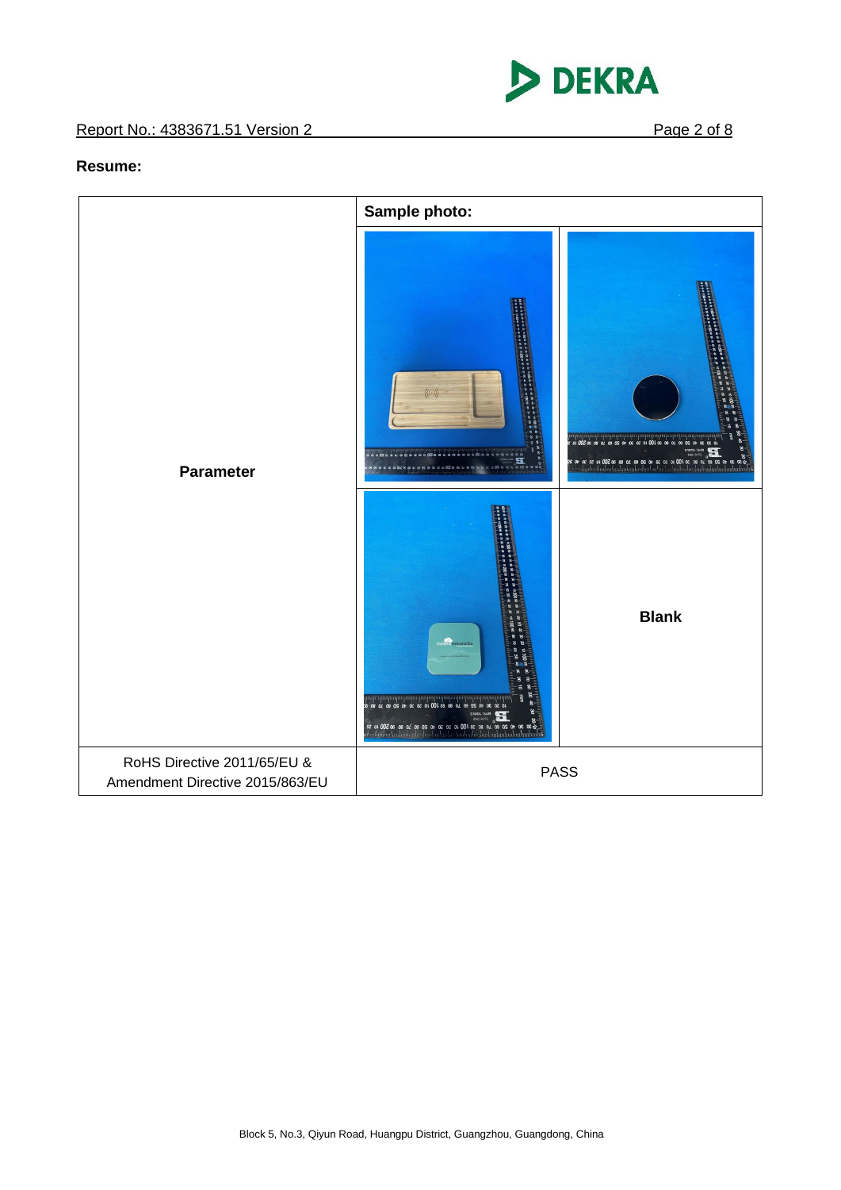Report No.: 4383671.51 Version 2

**Resume:**

| Parameter | Sample photo: | |
|---|---|---|
| | | |
| | | **Blank** |
| RoHS Directive 2011/65/EU & Amendment Directive 2015/863/EU | PASS | |

Block 5, No.3, Qiyun Road, Huangpu District, Guangzhou, Guangdong, China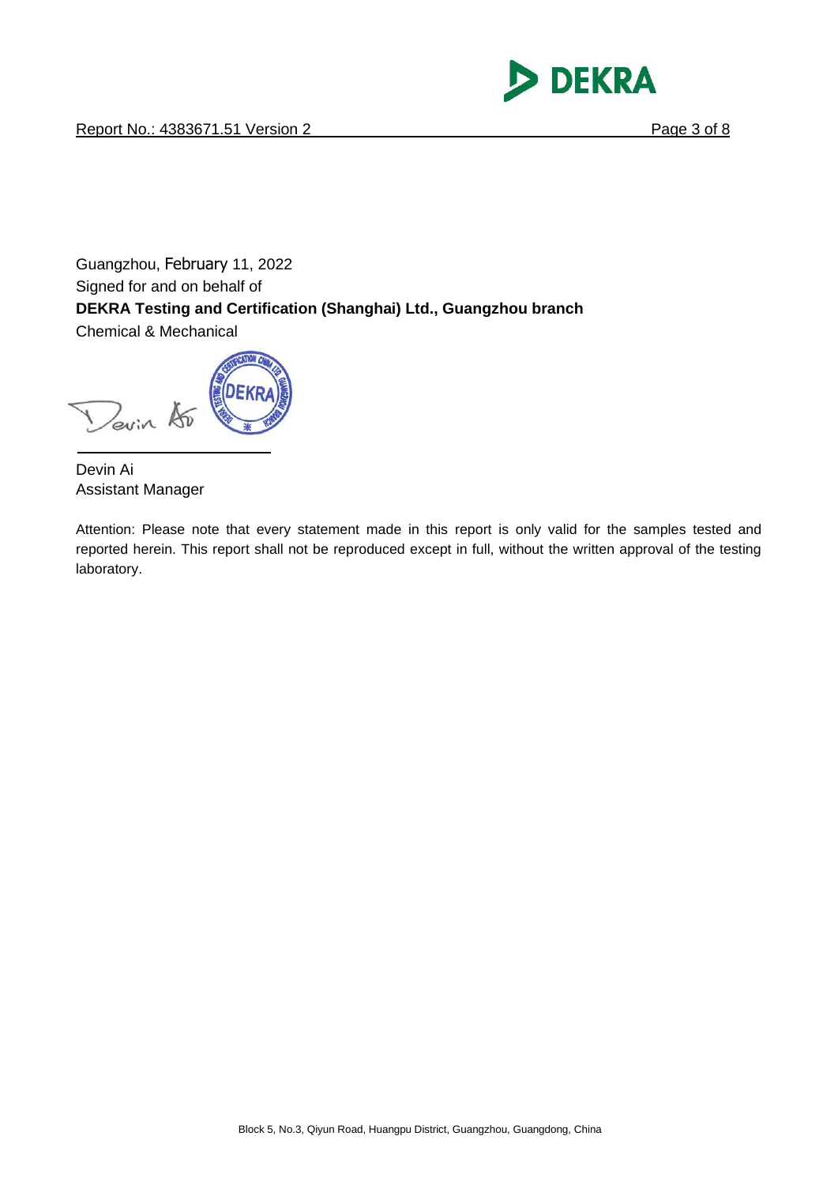Guangzhou, February 11, 2022
Signed for and on behalf of
**DEKRA Testing and Certification (Shanghai) Ltd., Guangzhou branch**
Chemical & Mechanical

Devin Ai
Assistant Manager

Attention: Please note that every statement made in this report is only valid for the samples tested and reported herein. This report shall not be reproduced except in full, without the written approval of the testing laboratory.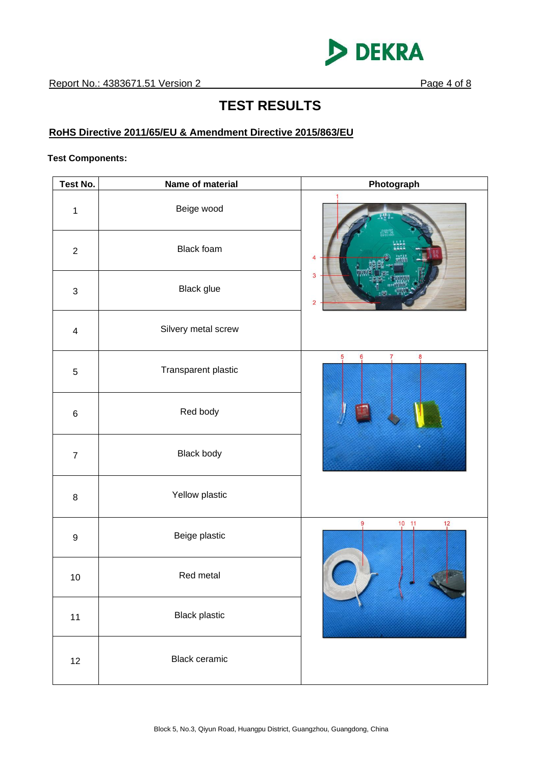# TEST RESULTS

## RoHS Directive 2011/65/EU & Amendment Directive 2015/863/EU

**Test Components:**

| Test No. | Name of material | Photograph |
|---|---|---|
| 1 | Beige wood | |
| 2 | Black foam | |
| 3 | Black glue | |
| 4 | Silvery metal screw | |
| 5 | Transparent plastic | |
| 6 | Red body | |
| 7 | Black body | |
| 8 | Yellow plastic | |
| 9 | Beige plastic | |
| 10 | Red metal | |
| 11 | Black plastic | |
| 12 | Black ceramic | |

Block 5, No.3, Qiyun Road, Huangpu District, Guangzhou, Guangdong, China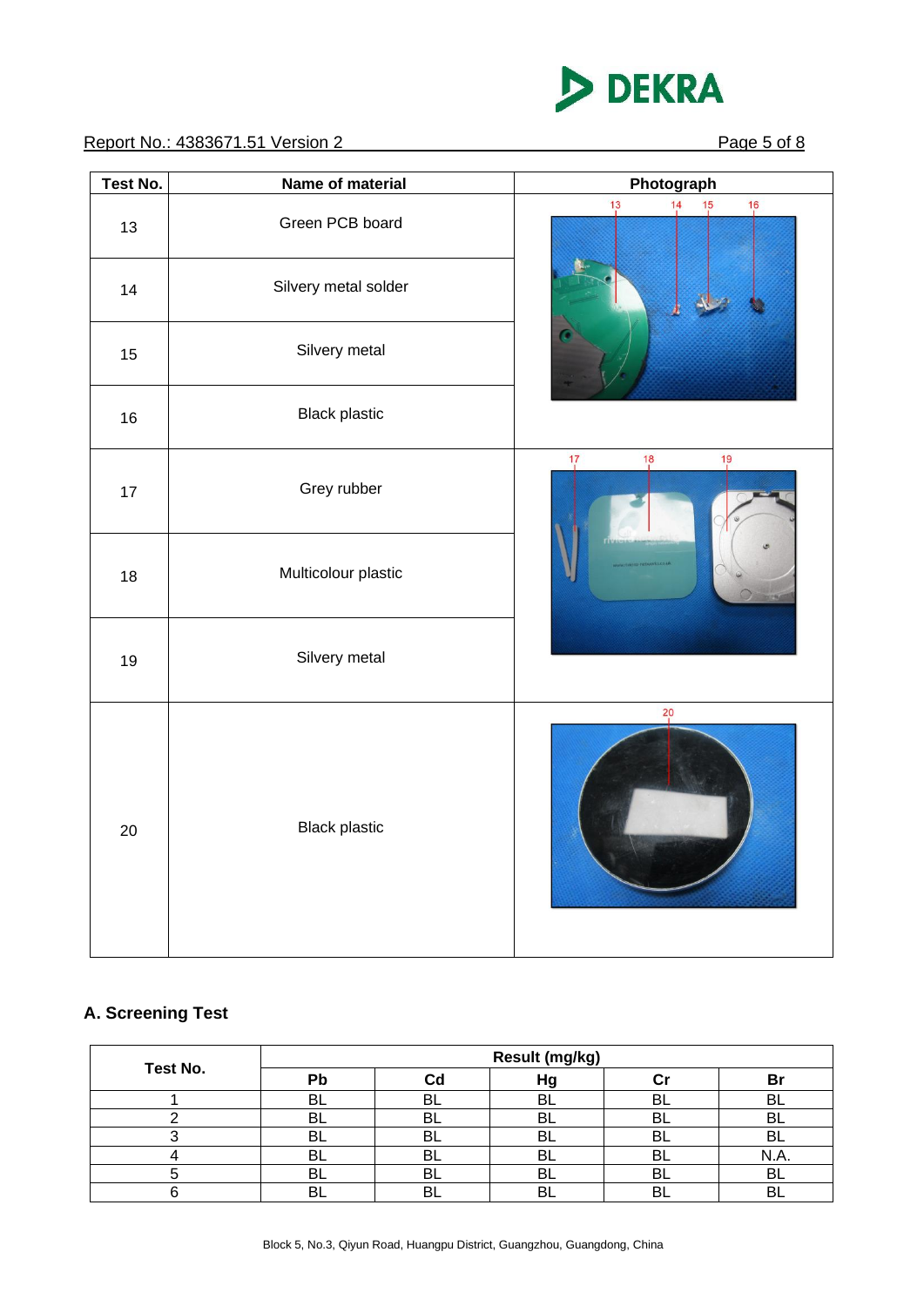| Test No. | Name of material | Photograph |
|---|---|---|
| 13 | Green PCB board | |
| 14 | Silvery metal solder | |
| 15 | Silvery metal | |
| 16 | Black plastic | |
| 17 | Grey rubber | |
| 18 | Multicolour plastic | |
| 19 | Silvery metal | |
| 20 | Black plastic | |

## A. Screening Test

| Test No. | Result (mg/kg) | | | | |
|---|---|---|---|---|---|
| | Pb | Cd | Hg | Cr | Br |
| 1 | BL | BL | BL | BL | BL |
| 2 | BL | BL | BL | BL | BL |
| 3 | BL | BL | BL | BL | BL |
| 4 | BL | BL | BL | BL | N.A. |
| 5 | BL | BL | BL | BL | BL |
| 6 | BL | BL | BL | BL | BL |

Block 5, No.3, Qiyun Road, Huangpu District, Guangzhou, Guangdong, China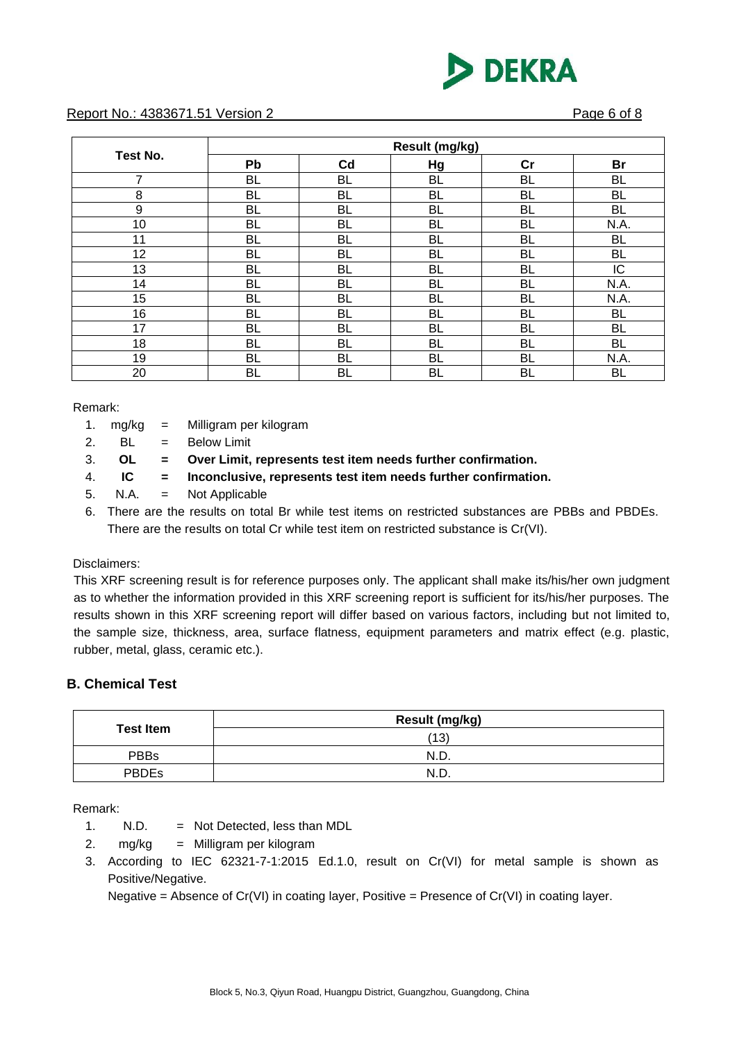| Test No. | Result (mg/kg) | | | | |
|---|---|---|---|---|---|
| | Pb | Cd | Hg | Cr | Br |
| 7 | BL | BL | BL | BL | BL |
| 8 | BL | BL | BL | BL | BL |
| 9 | BL | BL | BL | BL | BL |
| 10 | BL | BL | BL | BL | N.A. |
| 11 | BL | BL | BL | BL | BL |
| 12 | BL | BL | BL | BL | BL |
| 13 | BL | BL | BL | BL | IC |
| 14 | BL | BL | BL | BL | N.A. |
| 15 | BL | BL | BL | BL | N.A. |
| 16 | BL | BL | BL | BL | BL |
| 17 | BL | BL | BL | BL | BL |
| 18 | BL | BL | BL | BL | BL |
| 19 | BL | BL | BL | BL | N.A. |
| 20 | BL | BL | BL | BL | BL |

Remark:

1. mg/kg = Milligram per kilogram
2. BL = Below Limit
3. **OL = Over Limit, represents test item needs further confirmation.**
4. **IC = Inconclusive, represents test item needs further confirmation.**
5. N.A. = Not Applicable
6. There are the results on total Br while test items on restricted substances are PBBs and PBDEs. There are the results on total Cr while test item on restricted substance is Cr(VI).

Disclaimers:

This XRF screening result is for reference purposes only. The applicant shall make its/his/her own judgment as to whether the information provided in this XRF screening report is sufficient for its/his/her purposes. The results shown in this XRF screening report will differ based on various factors, including but not limited to, the sample size, thickness, area, surface flatness, equipment parameters and matrix effect (e.g. plastic, rubber, metal, glass, ceramic etc.).

## B. Chemical Test

| Test Item | Result (mg/kg) |
|---|---|
| | (13) |
| PBBs | N.D. |
| PBDEs | N.D. |

Remark:

1. N.D. = Not Detected, less than MDL
2. mg/kg = Milligram per kilogram
3. According to IEC 62321-7-1:2015 Ed.1.0, result on Cr(VI) for metal sample is shown as Positive/Negative.
   Negative = Absence of Cr(VI) in coating layer, Positive = Presence of Cr(VI) in coating layer.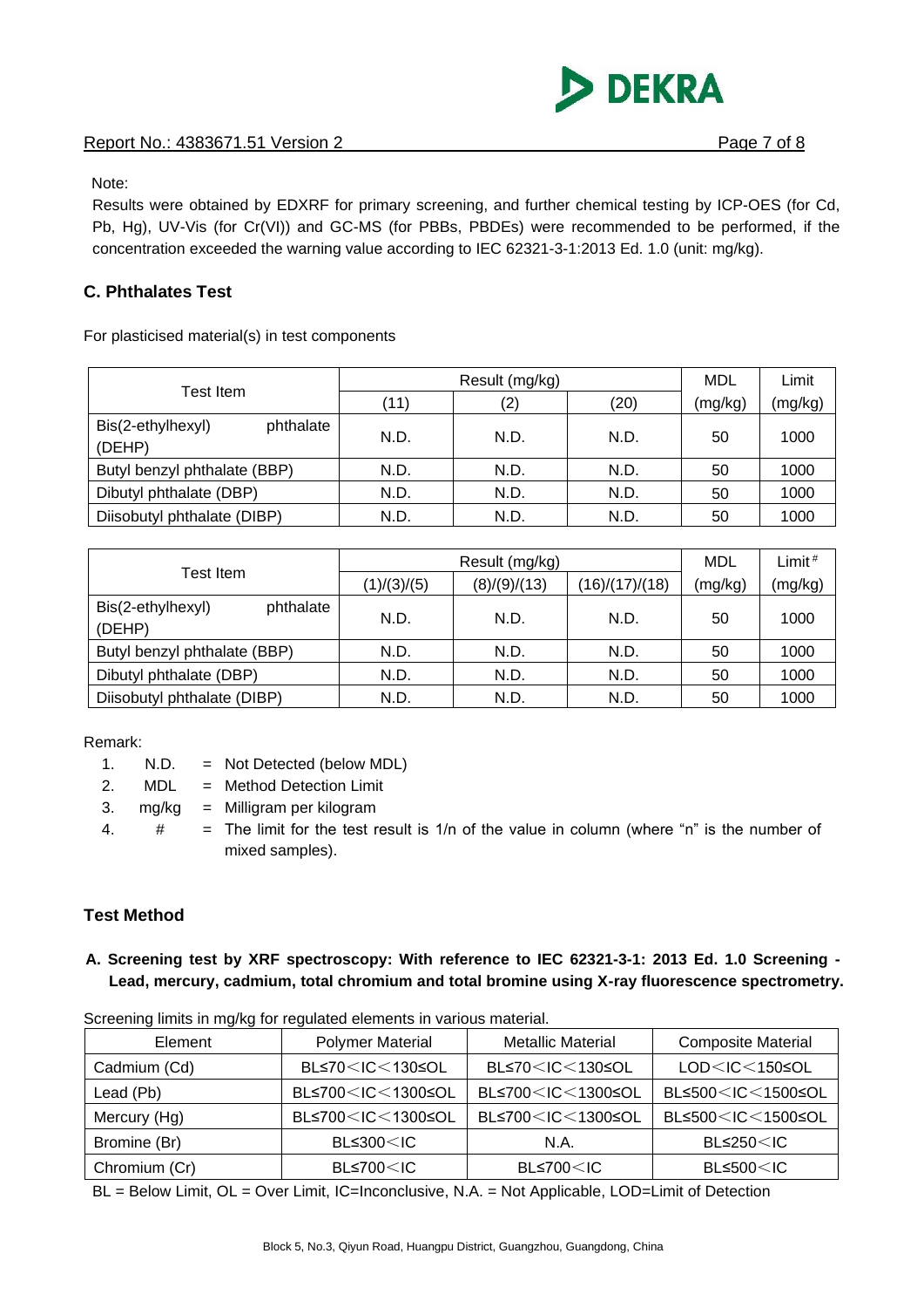Note:

Results were obtained by EDXRF for primary screening, and further chemical testing by ICP-OES (for Cd, Pb, Hg), UV-Vis (for Cr(VI)) and GC-MS (for PBBs, PBDEs) were recommended to be performed, if the concentration exceeded the warning value according to IEC 62321-3-1:2013 Ed. 1.0 (unit: mg/kg).

### C. Phthalates Test

For plasticised material(s) in test components

| Test Item | Result (mg/kg) | | | MDL | Limit |
|---|---|---|---|---|---|
| | (11) | (2) | (20) | (mg/kg) | (mg/kg) |
| Bis(2-ethylhexyl) phthalate (DEHP) | N.D. | N.D. | N.D. | 50 | 1000 |
| Butyl benzyl phthalate (BBP) | N.D. | N.D. | N.D. | 50 | 1000 |
| Dibutyl phthalate (DBP) | N.D. | N.D. | N.D. | 50 | 1000 |
| Diisobutyl phthalate (DIBP) | N.D. | N.D. | N.D. | 50 | 1000 |

| Test Item | Result (mg/kg) | | | MDL | Limit # |
|---|---|---|---|---|---|
| | (1)/(3)/(5) | (8)/(9)/(13) | (16)/(17)/(18) | (mg/kg) | (mg/kg) |
| Bis(2-ethylhexyl) phthalate (DEHP) | N.D. | N.D. | N.D. | 50 | 1000 |
| Butyl benzyl phthalate (BBP) | N.D. | N.D. | N.D. | 50 | 1000 |
| Dibutyl phthalate (DBP) | N.D. | N.D. | N.D. | 50 | 1000 |
| Diisobutyl phthalate (DIBP) | N.D. | N.D. | N.D. | 50 | 1000 |

Remark:

1. N.D. = Not Detected (below MDL)
2. MDL = Method Detection Limit
3. mg/kg = Milligram per kilogram
4. # = The limit for the test result is 1/n of the value in column (where "n" is the number of mixed samples).

## Test Method

**A. Screening test by XRF spectroscopy: With reference to IEC 62321-3-1: 2013 Ed. 1.0 Screening - Lead, mercury, cadmium, total chromium and total bromine using X-ray fluorescence spectrometry.**

Screening limits in mg/kg for regulated elements in various material.

| Element | Polymer Material | Metallic Material | Composite Material |
|---|---|---|---|
| Cadmium (Cd) | BL≤70＜IC＜130≤OL | BL≤70＜IC＜130≤OL | LOD＜IC＜150≤OL |
| Lead (Pb) | BL≤700＜IC＜1300≤OL | BL≤700＜IC＜1300≤OL | BL≤500＜IC＜1500≤OL |
| Mercury (Hg) | BL≤700＜IC＜1300≤OL | BL≤700＜IC＜1300≤OL | BL≤500＜IC＜1500≤OL |
| Bromine (Br) | BL≤300＜IC | N.A. | BL≤250＜IC |
| Chromium (Cr) | BL≤700＜IC | BL≤700＜IC | BL≤500＜IC |

BL = Below Limit, OL = Over Limit, IC=Inconclusive, N.A. = Not Applicable, LOD=Limit of Detection

Block 5, No.3, Qiyun Road, Huangpu District, Guangzhou, Guangdong, China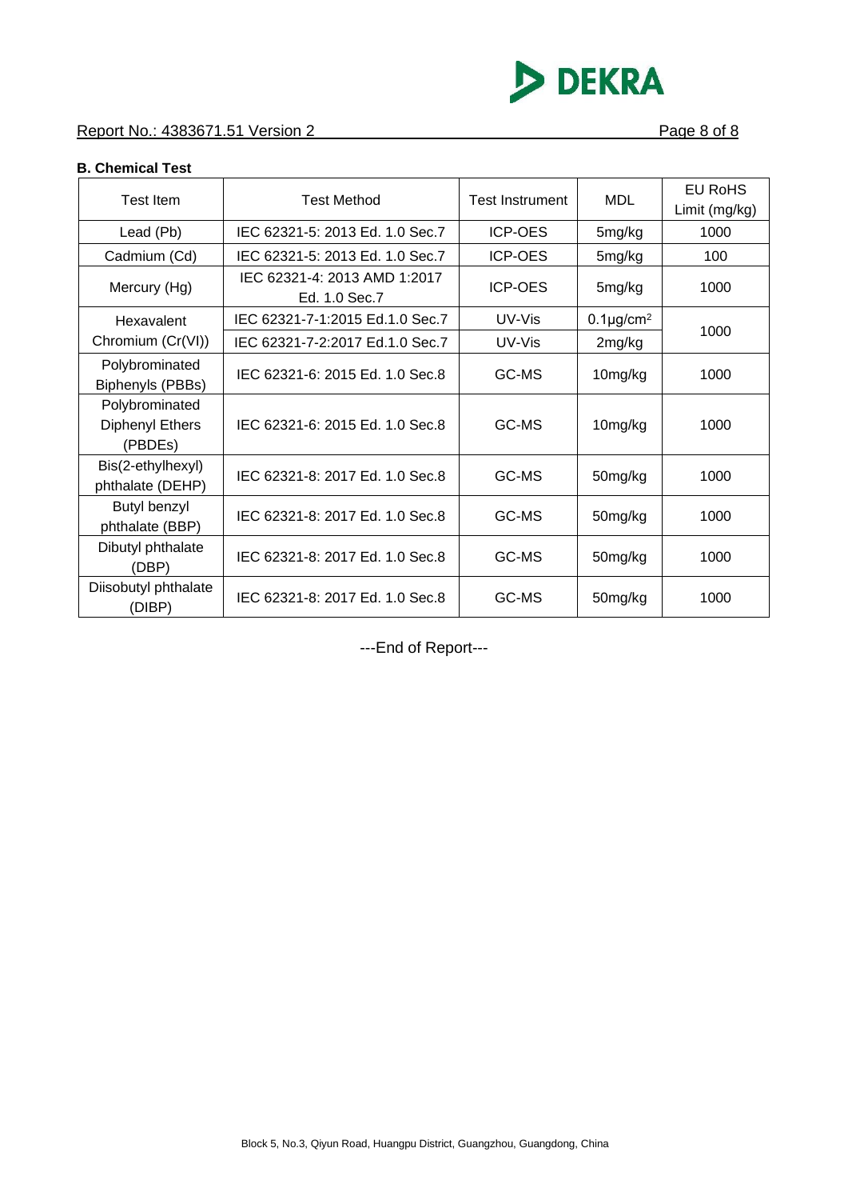**B. Chemical Test**

| Test Item | Test Method | Test Instrument | MDL | EU RoHS Limit (mg/kg) |
|---|---|---|---|---|
| Lead (Pb) | IEC 62321-5: 2013 Ed. 1.0 Sec.7 | ICP-OES | 5mg/kg | 1000 |
| Cadmium (Cd) | IEC 62321-5: 2013 Ed. 1.0 Sec.7 | ICP-OES | 5mg/kg | 100 |
| Mercury (Hg) | IEC 62321-4: 2013 AMD 1:2017 Ed. 1.0 Sec.7 | ICP-OES | 5mg/kg | 1000 |
| Hexavalent Chromium (Cr(VI)) | IEC 62321-7-1:2015 Ed.1.0 Sec.7 | UV-Vis | 0.1μg/cm$^2$ | 1000 |
| | IEC 62321-7-2:2017 Ed.1.0 Sec.7 | UV-Vis | 2mg/kg | |
| Polybrominated Biphenyls (PBBs) | IEC 62321-6: 2015 Ed. 1.0 Sec.8 | GC-MS | 10mg/kg | 1000 |
| Polybrominated Diphenyl Ethers (PBDEs) | IEC 62321-6: 2015 Ed. 1.0 Sec.8 | GC-MS | 10mg/kg | 1000 |
| Bis(2-ethylhexyl) phthalate (DEHP) | IEC 62321-8: 2017 Ed. 1.0 Sec.8 | GC-MS | 50mg/kg | 1000 |
| Butyl benzyl phthalate (BBP) | IEC 62321-8: 2017 Ed. 1.0 Sec.8 | GC-MS | 50mg/kg | 1000 |
| Dibutyl phthalate (DBP) | IEC 62321-8: 2017 Ed. 1.0 Sec.8 | GC-MS | 50mg/kg | 1000 |
| Diisobutyl phthalate (DIBP) | IEC 62321-8: 2017 Ed. 1.0 Sec.8 | GC-MS | 50mg/kg | 1000 |

---End of Report---